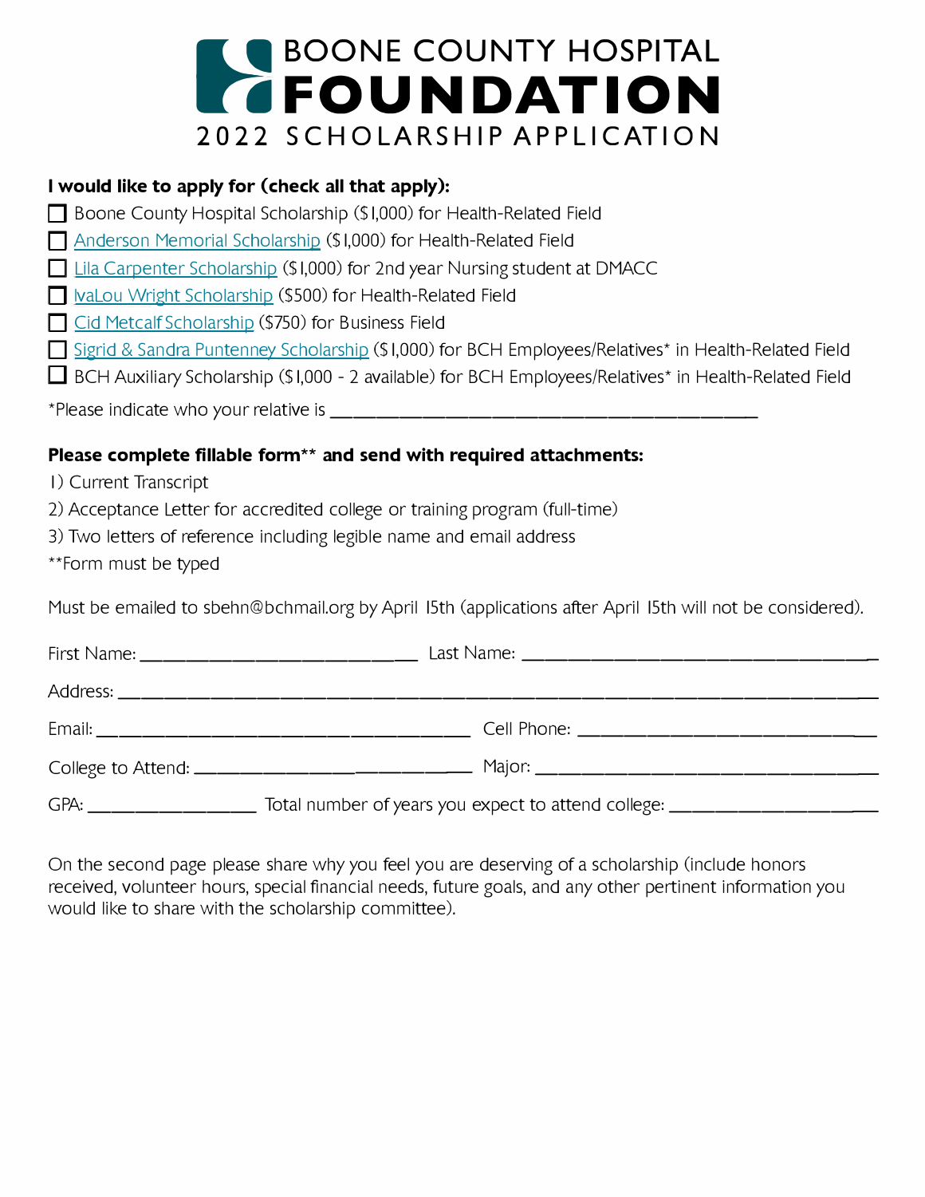# BOONE COUNTY HOSPITAL FOUNDATION

## 2022 SCHOLARSHIP APPLICATION

**I would like to apply for (check all that apply):**

- ☐ Boone County Hospital Scholarship ($1,000) for Health-Related Field
- ☐ Anderson Memorial Scholarship ($1,000) for Health-Related Field
- ☐ Lila Carpenter Scholarship ($1,000) for 2nd year Nursing student at DMACC
- ☐ IvaLou Wright Scholarship ($500) for Health-Related Field
- ☐ Cid Metcalf Scholarship ($750) for Business Field
- ☐ Sigrid & Sandra Puntenney Scholarship ($1,000) for BCH Employees/Relatives* in Health-Related Field
- ☐ BCH Auxiliary Scholarship ($1,000 - 2 available) for BCH Employees/Relatives* in Health-Related Field

*Please indicate who your relative is ____________________________________________

**Please complete fillable form** and send with required attachments:**

1) Current Transcript
2) Acceptance Letter for accredited college or training program (full-time)
3) Two letters of reference including legible name and email address

**Form must be typed

Must be emailed to sbehn@bchmail.org by April 15th (applications after April 15th will not be considered).

First Name: ____________________________ Last Name: ____________________________________

Address: _______________________________________________________________________________

Email: ______________________________________ Cell Phone: ______________________________

College to Attend: ____________________________ Major: ___________________________________

GPA: _________________ Total number of years you expect to attend college: ____________________

On the second page please share why you feel you are deserving of a scholarship (include honors received, volunteer hours, special financial needs, future goals, and any other pertinent information you would like to share with the scholarship committee).